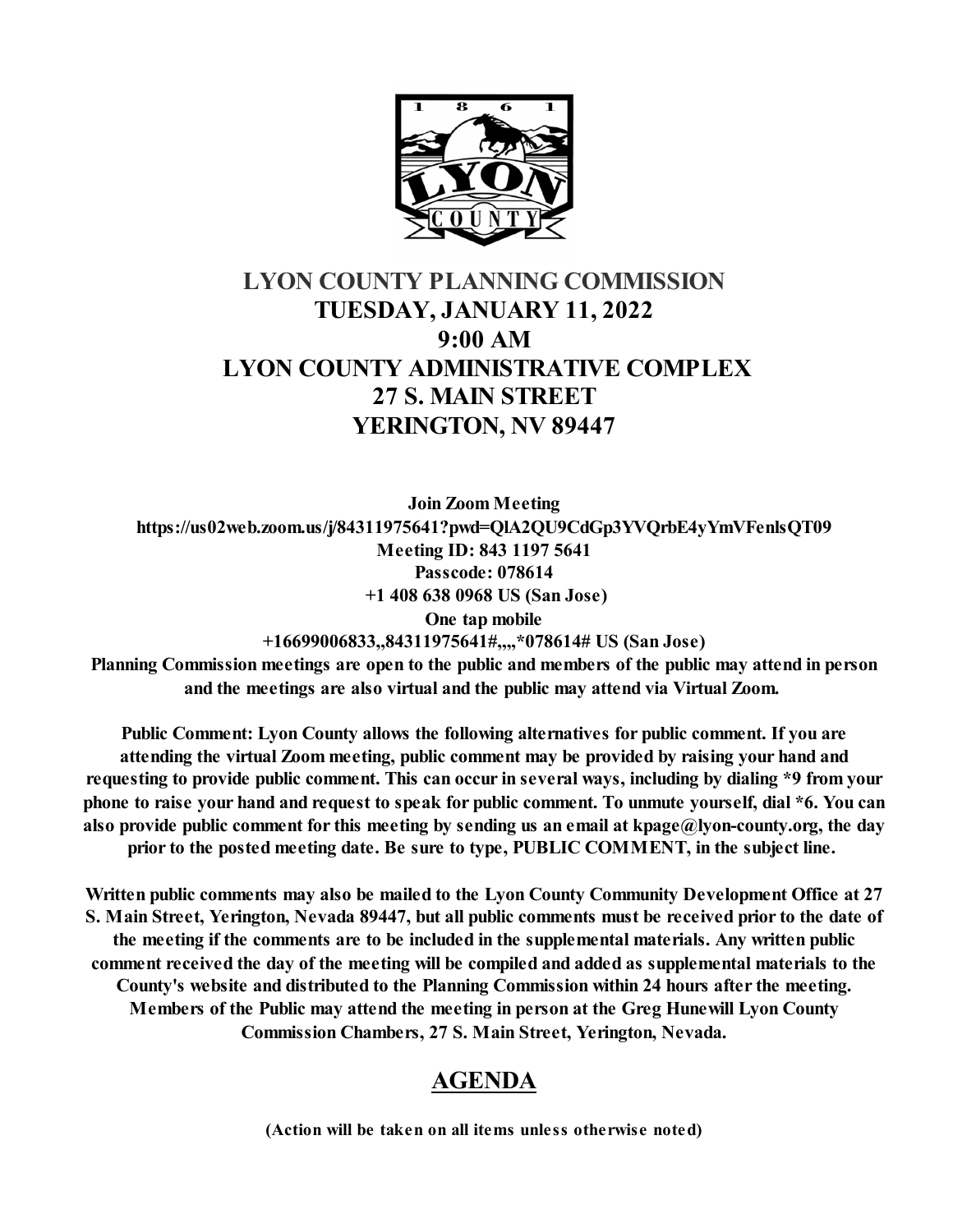# LYON COUNTY PLANNING COMMISSION

## TUESDAY, JANUARY 11, 2022
## 9:00 AM
## LYON COUNTY ADMINISTRATIVE COMPLEX
## 27 S. MAIN STREET
## YERINGTON, NV 89447

**Join Zoom Meeting**
**https://us02web.zoom.us/j/84311975641?pwd=QlA2QU9CdGp3YVQrbE4yYmVFenlsQT09**
**Meeting ID: 843 1197 5641**
**Passcode: 078614**
**+1 408 638 0968 US (San Jose)**
**One tap mobile**
**+16699006833,,84311975641#,,,,*078614# US (San Jose)**

**Planning Commission meetings are open to the public and members of the public may attend in person and the meetings are also virtual and the public may attend via Virtual Zoom.**

**Public Comment: Lyon County allows the following alternatives for public comment. If you are attending the virtual Zoom meeting, public comment may be provided by raising your hand and requesting to provide public comment. This can occur in several ways, including by dialing *9 from your phone to raise your hand and request to speak for public comment. To unmute yourself, dial *6. You can also provide public comment for this meeting by sending us an email at kpage@lyon-county.org, the day prior to the posted meeting date. Be sure to type, PUBLIC COMMENT, in the subject line.**

**Written public comments may also be mailed to the Lyon County Community Development Office at 27 S. Main Street, Yerington, Nevada 89447, but all public comments must be received prior to the date of the meeting if the comments are to be included in the supplemental materials. Any written public comment received the day of the meeting will be compiled and added as supplemental materials to the County's website and distributed to the Planning Commission within 24 hours after the meeting. Members of the Public may attend the meeting in person at the Greg Hunewill Lyon County Commission Chambers, 27 S. Main Street, Yerington, Nevada.**

## AGENDA

**(Action will be taken on all items unless otherwise noted)**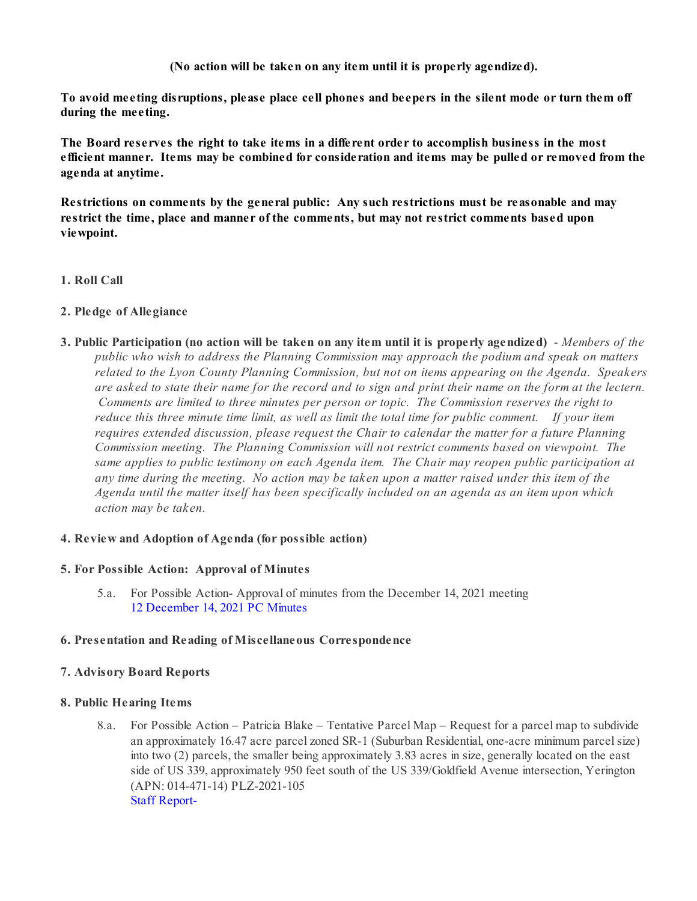**(No action will be taken on any item until it is properly agendized).**

**To avoid meeting disruptions, please place cell phones and beepers in the silent mode or turn them off during the meeting.**

**The Board reserves the right to take items in a different order to accomplish business in the most efficient manner. Items may be combined for consideration and items may be pulled or removed from the agenda at anytime.**

**Restrictions on comments by the general public: Any such restrictions must be reasonable and may restrict the time, place and manner of the comments, but may not restrict comments based upon viewpoint.**

**1. Roll Call**

**2. Pledge of Allegiance**

**3. Public Participation (no action will be taken on any item until it is properly agendized)** - *Members of the public who wish to address the Planning Commission may approach the podium and speak on matters related to the Lyon County Planning Commission, but not on items appearing on the Agenda. Speakers are asked to state their name for the record and to sign and print their name on the form at the lectern. Comments are limited to three minutes per person or topic. The Commission reserves the right to reduce this three minute time limit, as well as limit the total time for public comment. If your item requires extended discussion, please request the Chair to calendar the matter for a future Planning Commission meeting. The Planning Commission will not restrict comments based on viewpoint. The same applies to public testimony on each Agenda item. The Chair may reopen public participation at any time during the meeting. No action may be taken upon a matter raised under this item of the Agenda until the matter itself has been specifically included on an agenda as an item upon which action may be taken.*

**4. Review and Adoption of Agenda (for possible action)**

**5. For Possible Action: Approval of Minutes**

5.a. For Possible Action- Approval of minutes from the December 14, 2021 meeting
12 December 14, 2021 PC Minutes

**6. Presentation and Reading of Miscellaneous Correspondence**

**7. Advisory Board Reports**

**8. Public Hearing Items**

8.a. For Possible Action – Patricia Blake – Tentative Parcel Map – Request for a parcel map to subdivide an approximately 16.47 acre parcel zoned SR-1 (Suburban Residential, one-acre minimum parcel size) into two (2) parcels, the smaller being approximately 3.83 acres in size, generally located on the east side of US 339, approximately 950 feet south of the US 339/Goldfield Avenue intersection, Yerington (APN: 014-471-14) PLZ-2021-105
Staff Report-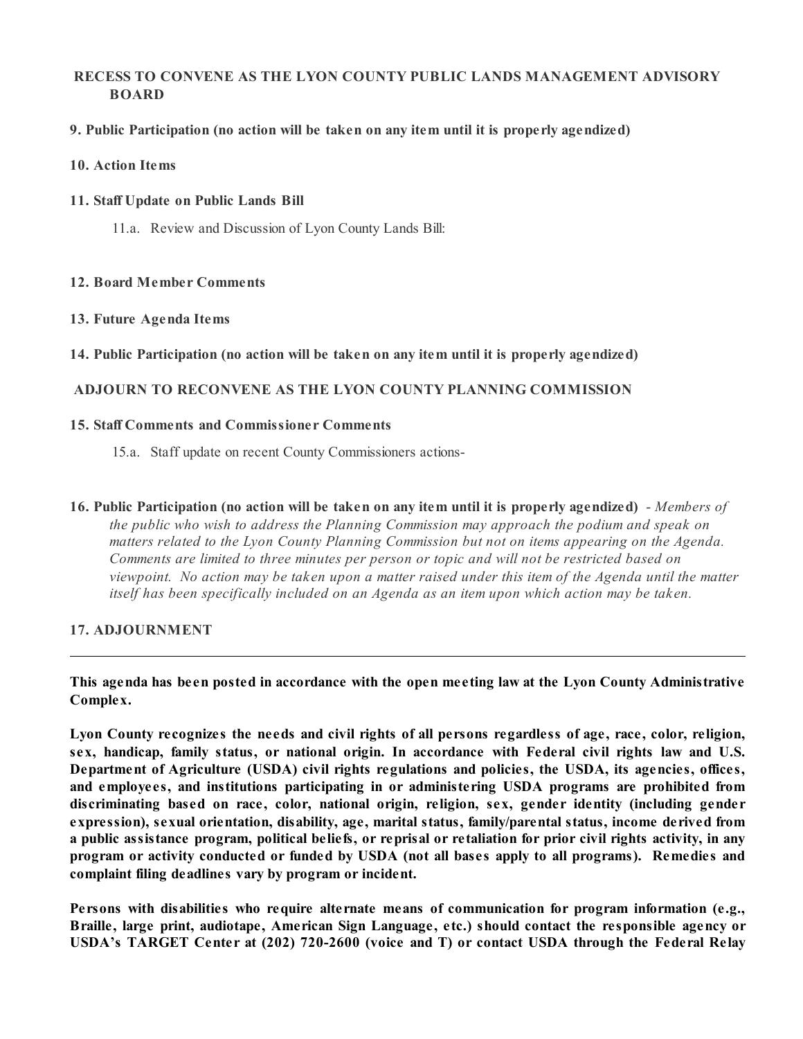**RECESS TO CONVENE AS THE LYON COUNTY PUBLIC LANDS MANAGEMENT ADVISORY BOARD**

**9. Public Participation (no action will be taken on any item until it is properly agendized)**

**10. Action Items**

**11. Staff Update on Public Lands Bill**

11.a. Review and Discussion of Lyon County Lands Bill:

**12. Board Member Comments**

**13. Future Agenda Items**

**14. Public Participation (no action will be taken on any item until it is properly agendized)**

**ADJOURN TO RECONVENE AS THE LYON COUNTY PLANNING COMMISSION**

**15. Staff Comments and Commissioner Comments**

15.a. Staff update on recent County Commissioners actions-

**16. Public Participation (no action will be taken on any item until it is properly agendized)** - *Members of the public who wish to address the Planning Commission may approach the podium and speak on matters related to the Lyon County Planning Commission but not on items appearing on the Agenda. Comments are limited to three minutes per person or topic and will not be restricted based on viewpoint. No action may be taken upon a matter raised under this item of the Agenda until the matter itself has been specifically included on an Agenda as an item upon which action may be taken.*

**17. ADJOURNMENT**

---

**This agenda has been posted in accordance with the open meeting law at the Lyon County Administrative Complex.**

**Lyon County recognizes the needs and civil rights of all persons regardless of age, race, color, religion, sex, handicap, family status, or national origin. In accordance with Federal civil rights law and U.S. Department of Agriculture (USDA) civil rights regulations and policies, the USDA, its agencies, offices, and employees, and institutions participating in or administering USDA programs are prohibited from discriminating based on race, color, national origin, religion, sex, gender identity (including gender expression), sexual orientation, disability, age, marital status, family/parental status, income derived from a public assistance program, political beliefs, or reprisal or retaliation for prior civil rights activity, in any program or activity conducted or funded by USDA (not all bases apply to all programs). Remedies and complaint filing deadlines vary by program or incident.**

**Persons with disabilities who require alternate means of communication for program information (e.g., Braille, large print, audiotape, American Sign Language, etc.) should contact the responsible agency or USDA's TARGET Center at (202) 720-2600 (voice and T) or contact USDA through the Federal Relay**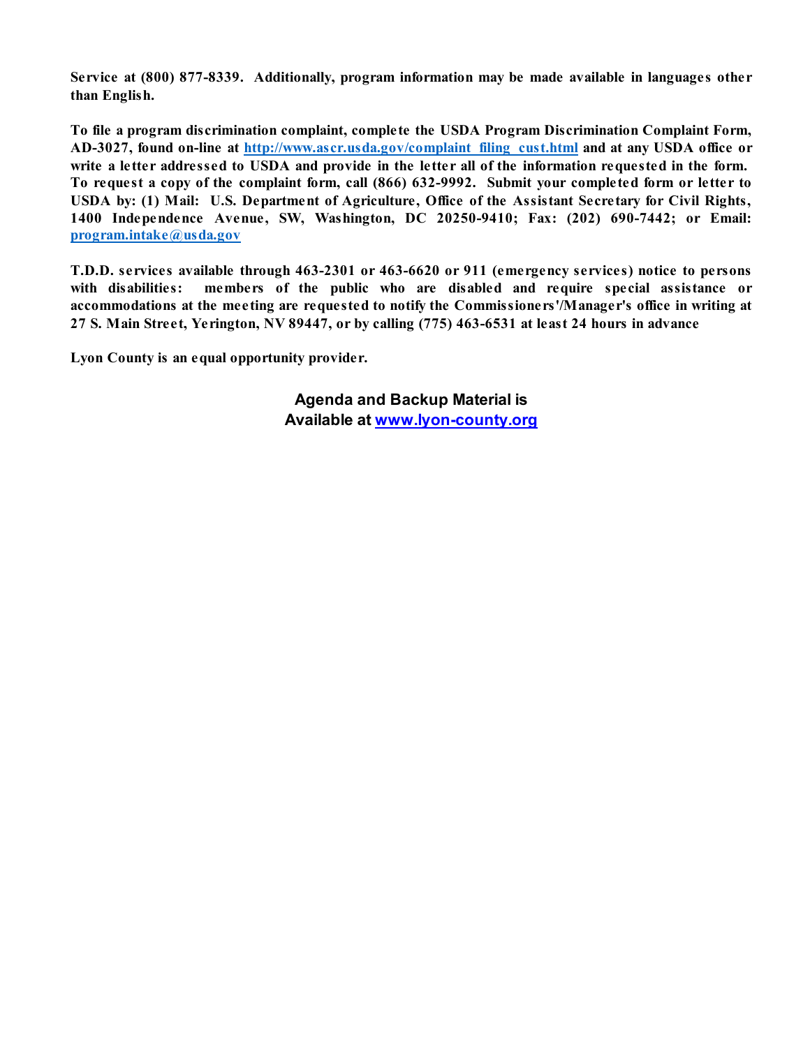**Service at (800) 877-8339. Additionally, program information may be made available in languages other than English.**

**To file a program discrimination complaint, complete the USDA Program Discrimination Complaint Form, AD-3027, found on-line at [http://www.ascr.usda.gov/complaint_filing_cust.html](http://www.ascr.usda.gov/complaint_filing_cust.html) and at any USDA office or write a letter addressed to USDA and provide in the letter all of the information requested in the form. To request a copy of the complaint form, call (866) 632-9992. Submit your completed form or letter to USDA by: (1) Mail: U.S. Department of Agriculture, Office of the Assistant Secretary for Civil Rights, 1400 Independence Avenue, SW, Washington, DC 20250-9410; Fax: (202) 690-7442; or Email: [program.intake@usda.gov](mailto:program.intake@usda.gov)**

**T.D.D. services available through 463-2301 or 463-6620 or 911 (emergency services) notice to persons with disabilities: members of the public who are disabled and require special assistance or accommodations at the meeting are requested to notify the Commissioners'/Manager's office in writing at 27 S. Main Street, Yerington, NV 89447, or by calling (775) 463-6531 at least 24 hours in advance**

**Lyon County is an equal opportunity provider.**

**Agenda and Backup Material is Available at [www.lyon-county.org](http://www.lyon-county.org)**